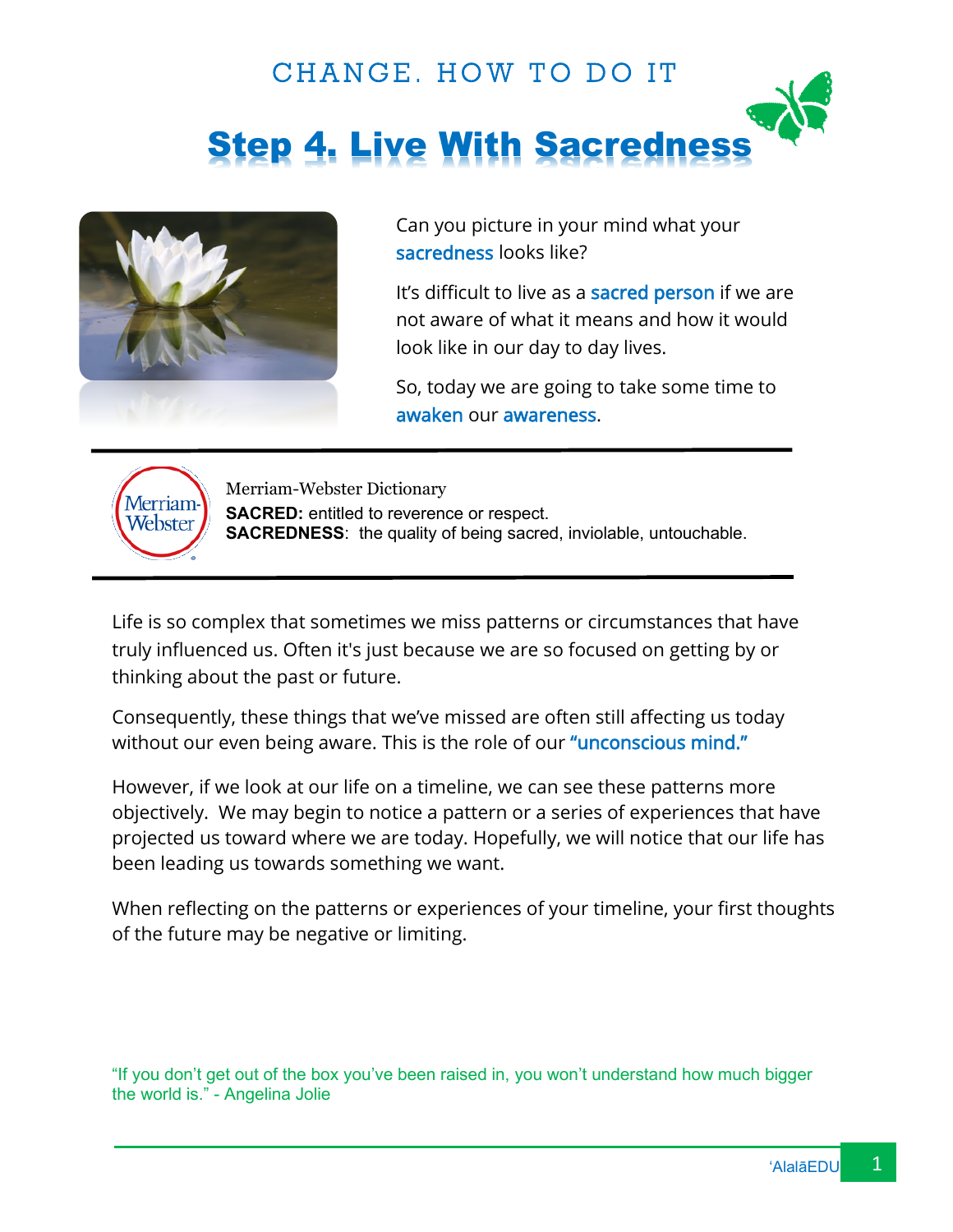CHANGE. HOW TO DO IT

# Step 4. Live With Sacredness

Can you picture in your mind what your sacredness looks like?

It's difficult to live as a sacred person if we are not aware of what it means and how it would look like in our day to day lives.

So, today we are going to take some time to awaken our awareness.

---

Merriam-Webster Dictionary
**SACRED:** entitled to reverence or respect.
**SACREDNESS**: the quality of being sacred, inviolable, untouchable.

---

Life is so complex that sometimes we miss patterns or circumstances that have truly influenced us. Often it's just because we are so focused on getting by or thinking about the past or future.

Consequently, these things that we've missed are often still affecting us today without our even being aware. This is the role of our "unconscious mind."

However, if we look at our life on a timeline, we can see these patterns more objectively. We may begin to notice a pattern or a series of experiences that have projected us toward where we are today. Hopefully, we will notice that our life has been leading us towards something we want.

When reflecting on the patterns or experiences of your timeline, your first thoughts of the future may be negative or limiting.

"If you don't get out of the box you've been raised in, you won't understand how much bigger the world is." - Angelina Jolie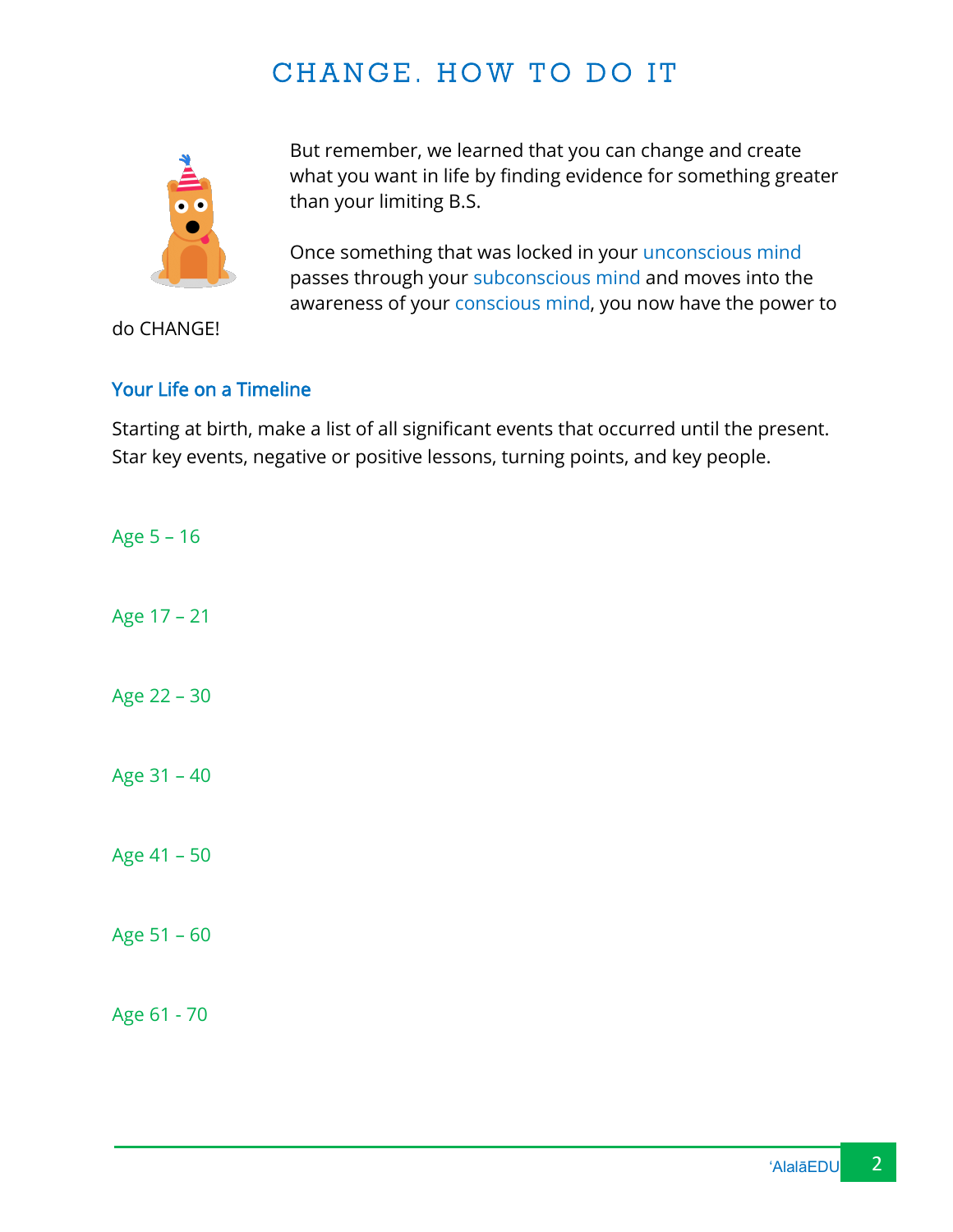# CHANGE. HOW TO DO IT

But remember, we learned that you can change and create what you want in life by finding evidence for something greater than your limiting B.S.

Once something that was locked in your unconscious mind passes through your subconscious mind and moves into the awareness of your conscious mind, you now have the power to do CHANGE!

## Your Life on a Timeline

Starting at birth, make a list of all significant events that occurred until the present. Star key events, negative or positive lessons, turning points, and key people.

Age 5 – 16

Age 17 – 21

Age 22 – 30

Age 31 – 40

Age 41 – 50

Age 51 – 60

Age 61 - 70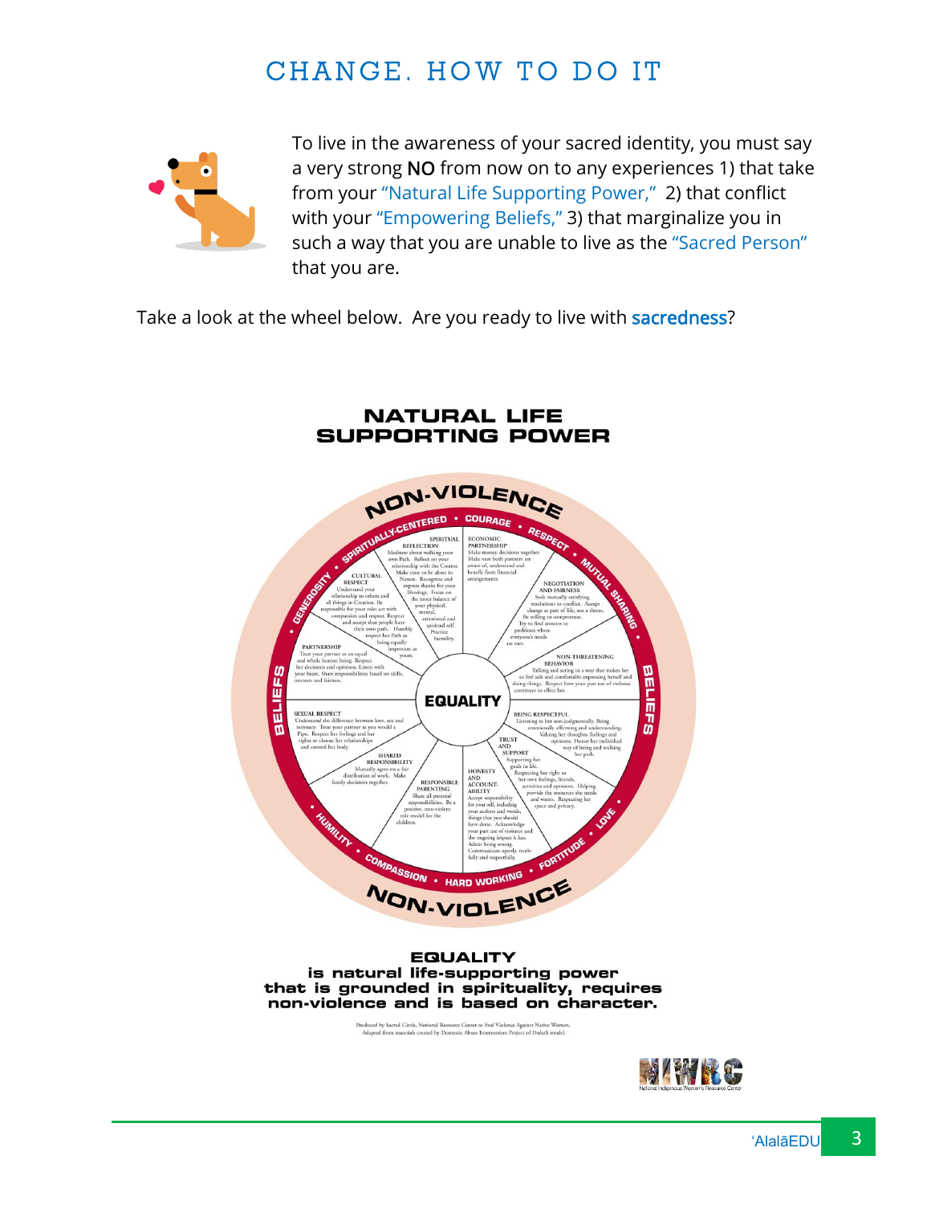# CHANGE. HOW TO DO IT

To live in the awareness of your sacred identity, you must say a very strong NO from now on to any experiences 1) that take from your "Natural Life Supporting Power," 2) that conflict with your "Empowering Beliefs," 3) that marginalize you in such a way that you are unable to live as the "Sacred Person" that you are.

Take a look at the wheel below. Are you ready to live with **sacredness**?

## NATURAL LIFE SUPPORTING POWER

NON-VIOLENCE

SPIRITUALLY-CENTERED • COURAGE • RESPECT • MUTUAL SHARING • BELIEFS • LOVE • FORTITUDE • HARD WORKING • COMPASSION • HUMILITY • BELIEFS • GENEROSITY

**SPIRITUAL REFLECTION**
Meditate about walking your own Path. Reflect on your relationship with the Creator. Make time to be alone in Nature. Recognize and express thanks for your blessings. Focus on the inner balance of your physical, mental, emotional and spiritual self. Practice humility.

**ECONOMIC PARTNERSHIP**
Make money decisions together. Make sure both partners are aware of, understand and benefit from financial arrangements.

**NEGOTIATION AND FAIRNESS**
Seek mutually satisfying resolutions to conflict. Accept change as part of life, not a threat. Be willing to compromise. Try to find answers to problems where everyone's needs are met.

**NON-THREATENING BEHAVIOR**
Talking and acting in a way that makes her to feel safe and comfortable expressing herself and doing things. Respect how your past use of violence continues to effect her.

**BEING RESPECTFUL**
Listening to her non-judgmentally. Being emotionally affirming and understanding. Valuing her thoughts, feelings and opinions. Honor her individual way of being and walking her path.

**TRUST AND SUPPORT**
Supporting her goals in life. Respecting her right to her own feelings, friends, activities and opinions. Helping provide the resources she needs and wants. Respecting her space and privacy.

**HONESTY AND ACCOUNTABILITY**
Accept responsibility for your self, including your actions and words, things that you should have done. Acknowledge your past use of violence and the ongoing impact it has. Admit being wrong. Communicate openly, truthfully and respectfully.

**RESPONSIBLE PARENTING**
Share all parental responsibilities. Be a positive, non-violent role model for the children.

**SHARED RESPONSIBILITY**
Mutually agree on a fair distribution of work. Make family decisions together.

**SEXUAL RESPECT**
Understand the difference between love, sex and intimacy. Treat your partner as you would a Pipe. Respect her feelings and her rights to choose her relationships and control her body.

**PARTNERSHIP**
Treat your partner as an equal and whole human being. Respect her decisions and opinions. Listen with your heart. Share responsibilities based on skills, interests and fairness.

**CULTURAL RESPECT**
Understand your relationship to others and all things in Creation. Be responsible for your role; act with compassion and respect. Respect and accept that people have their own path. Humbly respect her Path as being equally important as yours.

**EQUALITY**

NON-VIOLENCE

**EQUALITY**
**is natural life-supporting power that is grounded in spirituality, requires non-violence and is based on character.**

Produced by Sacred Circle, National Resource Center to End Violence Against Native Women.
Adapted from materials created by Domestic Abuse Intervention Project of Duluth model.

NIWRC National Indigenous Women's Resource Center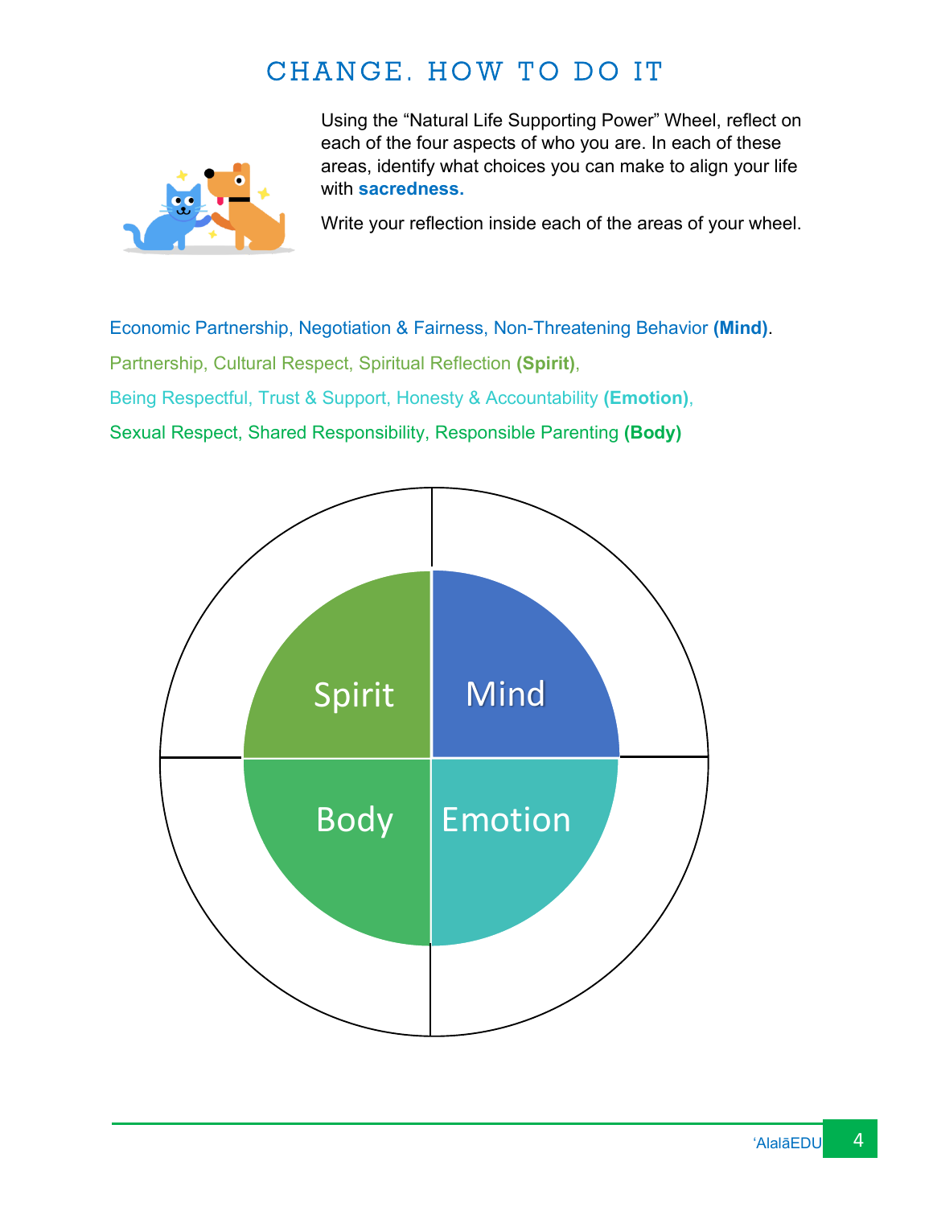# CHANGE. HOW TO DO IT

Using the "Natural Life Supporting Power" Wheel, reflect on each of the four aspects of who you are. In each of these areas, identify what choices you can make to align your life with **sacredness.**

Write your reflection inside each of the areas of your wheel.

Economic Partnership, Negotiation & Fairness, Non-Threatening Behavior **(Mind)**.

Partnership, Cultural Respect, Spiritual Reflection **(Spirit)**,

Being Respectful, Trust & Support, Honesty & Accountability **(Emotion)**,

Sexual Respect, Shared Responsibility, Responsible Parenting **(Body)**

Spirit

Mind

Body

Emotion